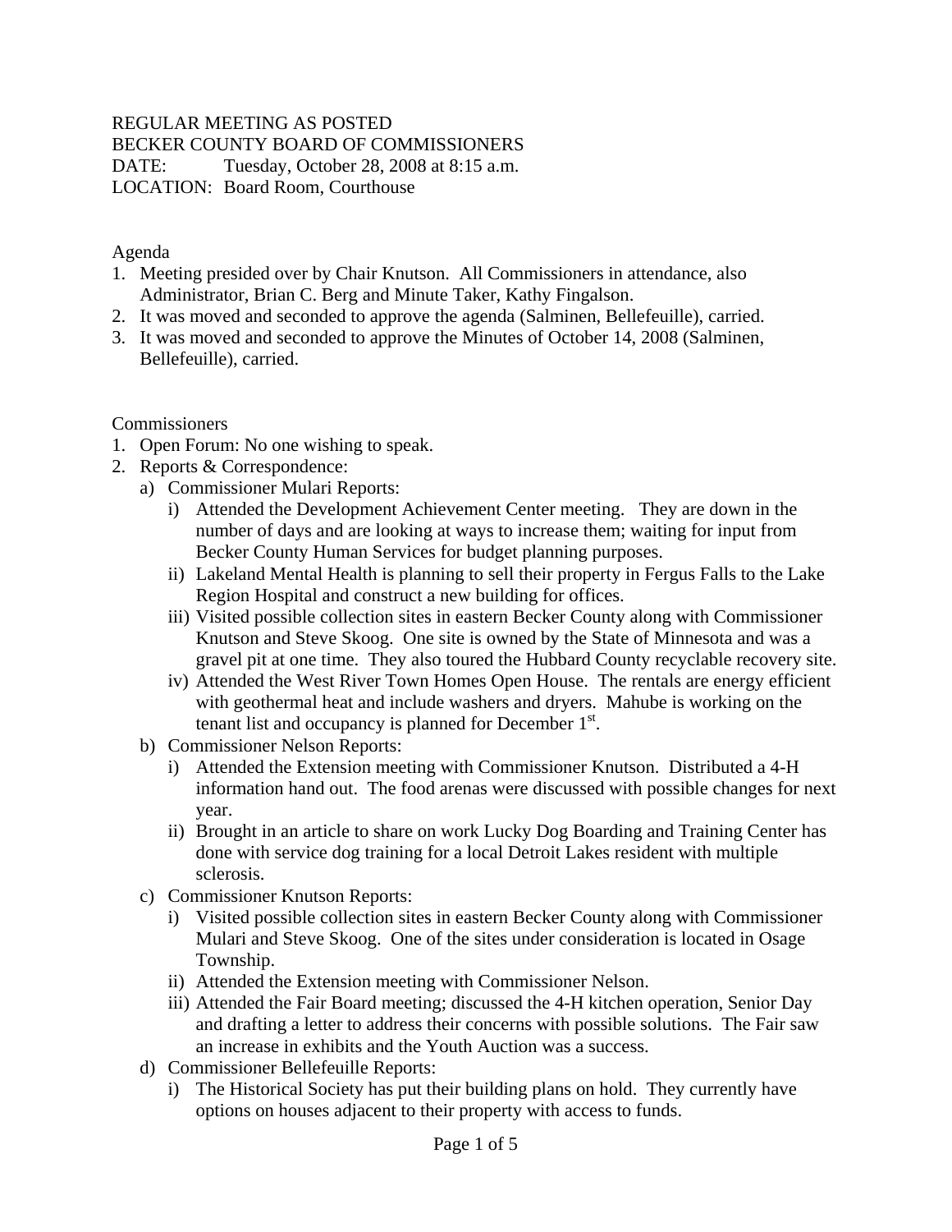REGULAR MEETING AS POSTED
BECKER COUNTY BOARD OF COMMISSIONERS
DATE: Tuesday, October 28, 2008 at 8:15 a.m.
LOCATION: Board Room, Courthouse

Agenda

1. Meeting presided over by Chair Knutson. All Commissioners in attendance, also Administrator, Brian C. Berg and Minute Taker, Kathy Fingalson.
2. It was moved and seconded to approve the agenda (Salminen, Bellefeuille), carried.
3. It was moved and seconded to approve the Minutes of October 14, 2008 (Salminen, Bellefeuille), carried.

Commissioners

1. Open Forum: No one wishing to speak.
2. Reports & Correspondence:
   a) Commissioner Mulari Reports:
      i) Attended the Development Achievement Center meeting. They are down in the number of days and are looking at ways to increase them; waiting for input from Becker County Human Services for budget planning purposes.
      ii) Lakeland Mental Health is planning to sell their property in Fergus Falls to the Lake Region Hospital and construct a new building for offices.
      iii) Visited possible collection sites in eastern Becker County along with Commissioner Knutson and Steve Skoog. One site is owned by the State of Minnesota and was a gravel pit at one time. They also toured the Hubbard County recyclable recovery site.
      iv) Attended the West River Town Homes Open House. The rentals are energy efficient with geothermal heat and include washers and dryers. Mahube is working on the tenant list and occupancy is planned for December 1st.
   b) Commissioner Nelson Reports:
      i) Attended the Extension meeting with Commissioner Knutson. Distributed a 4-H information hand out. The food arenas were discussed with possible changes for next year.
      ii) Brought in an article to share on work Lucky Dog Boarding and Training Center has done with service dog training for a local Detroit Lakes resident with multiple sclerosis.
   c) Commissioner Knutson Reports:
      i) Visited possible collection sites in eastern Becker County along with Commissioner Mulari and Steve Skoog. One of the sites under consideration is located in Osage Township.
      ii) Attended the Extension meeting with Commissioner Nelson.
      iii) Attended the Fair Board meeting; discussed the 4-H kitchen operation, Senior Day and drafting a letter to address their concerns with possible solutions. The Fair saw an increase in exhibits and the Youth Auction was a success.
   d) Commissioner Bellefeuille Reports:
      i) The Historical Society has put their building plans on hold. They currently have options on houses adjacent to their property with access to funds.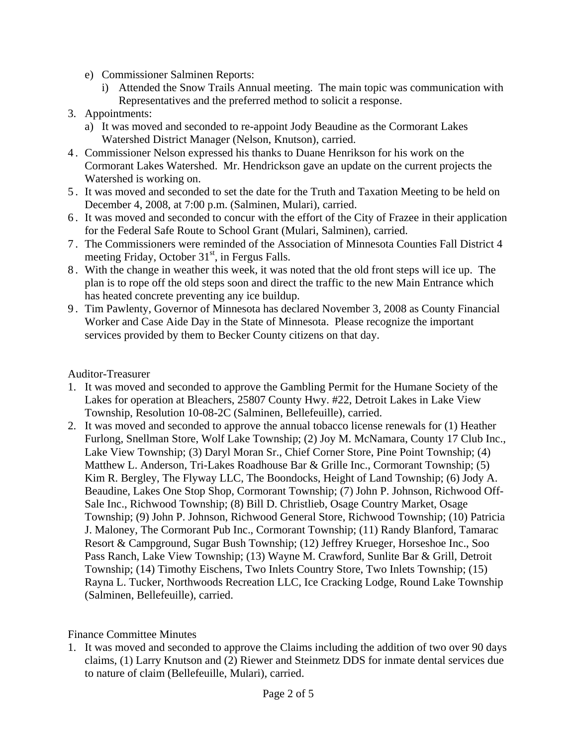e) Commissioner Salminen Reports:
   i) Attended the Snow Trails Annual meeting. The main topic was communication with Representatives and the preferred method to solicit a response.

3. Appointments:
   a) It was moved and seconded to re-appoint Jody Beaudine as the Cormorant Lakes Watershed District Manager (Nelson, Knutson), carried.
4. Commissioner Nelson expressed his thanks to Duane Henrikson for his work on the Cormorant Lakes Watershed. Mr. Hendrickson gave an update on the current projects the Watershed is working on.
5. It was moved and seconded to set the date for the Truth and Taxation Meeting to be held on December 4, 2008, at 7:00 p.m. (Salminen, Mulari), carried.
6. It was moved and seconded to concur with the effort of the City of Frazee in their application for the Federal Safe Route to School Grant (Mulari, Salminen), carried.
7. The Commissioners were reminded of the Association of Minnesota Counties Fall District 4 meeting Friday, October 31st, in Fergus Falls.
8. With the change in weather this week, it was noted that the old front steps will ice up. The plan is to rope off the old steps soon and direct the traffic to the new Main Entrance which has heated concrete preventing any ice buildup.
9. Tim Pawlenty, Governor of Minnesota has declared November 3, 2008 as County Financial Worker and Case Aide Day in the State of Minnesota. Please recognize the important services provided by them to Becker County citizens on that day.

Auditor-Treasurer

1. It was moved and seconded to approve the Gambling Permit for the Humane Society of the Lakes for operation at Bleachers, 25807 County Hwy. #22, Detroit Lakes in Lake View Township, Resolution 10-08-2C (Salminen, Bellefeuille), carried.
2. It was moved and seconded to approve the annual tobacco license renewals for (1) Heather Furlong, Snellman Store, Wolf Lake Township; (2) Joy M. McNamara, County 17 Club Inc., Lake View Township; (3) Daryl Moran Sr., Chief Corner Store, Pine Point Township; (4) Matthew L. Anderson, Tri-Lakes Roadhouse Bar & Grille Inc., Cormorant Township; (5) Kim R. Bergley, The Flyway LLC, The Boondocks, Height of Land Township; (6) Jody A. Beaudine, Lakes One Stop Shop, Cormorant Township; (7) John P. Johnson, Richwood Off-Sale Inc., Richwood Township; (8) Bill D. Christlieb, Osage Country Market, Osage Township; (9) John P. Johnson, Richwood General Store, Richwood Township; (10) Patricia J. Maloney, The Cormorant Pub Inc., Cormorant Township; (11) Randy Blanford, Tamarac Resort & Campground, Sugar Bush Township; (12) Jeffrey Krueger, Horseshoe Inc., Soo Pass Ranch, Lake View Township; (13) Wayne M. Crawford, Sunlite Bar & Grill, Detroit Township; (14) Timothy Eischens, Two Inlets Country Store, Two Inlets Township; (15) Rayna L. Tucker, Northwoods Recreation LLC, Ice Cracking Lodge, Round Lake Township (Salminen, Bellefeuille), carried.

Finance Committee Minutes

1. It was moved and seconded to approve the Claims including the addition of two over 90 days claims, (1) Larry Knutson and (2) Riewer and Steinmetz DDS for inmate dental services due to nature of claim (Bellefeuille, Mulari), carried.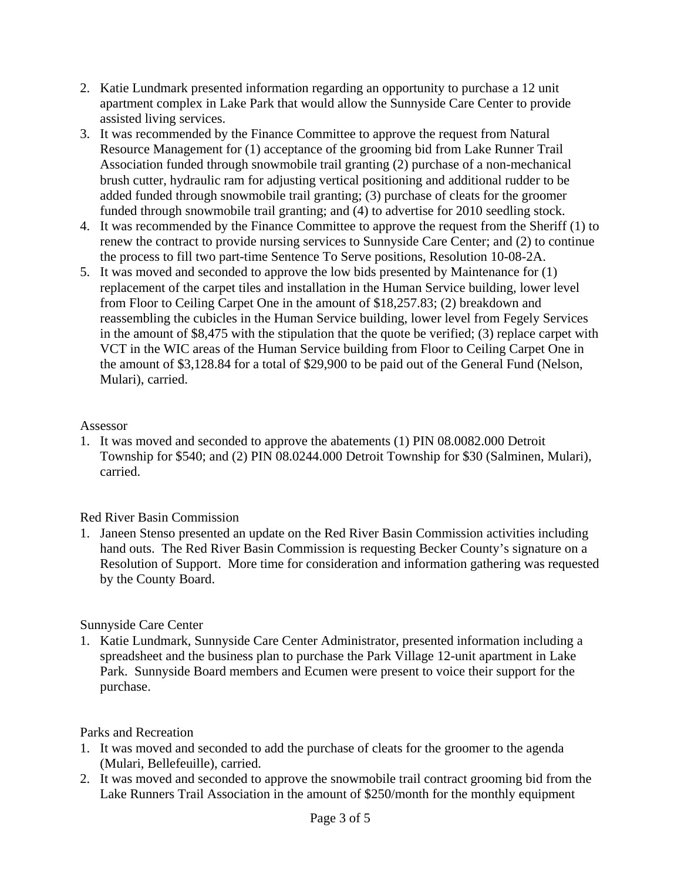2. Katie Lundmark presented information regarding an opportunity to purchase a 12 unit apartment complex in Lake Park that would allow the Sunnyside Care Center to provide assisted living services.
3. It was recommended by the Finance Committee to approve the request from Natural Resource Management for (1) acceptance of the grooming bid from Lake Runner Trail Association funded through snowmobile trail granting (2) purchase of a non-mechanical brush cutter, hydraulic ram for adjusting vertical positioning and additional rudder to be added funded through snowmobile trail granting; (3) purchase of cleats for the groomer funded through snowmobile trail granting; and (4) to advertise for 2010 seedling stock.
4. It was recommended by the Finance Committee to approve the request from the Sheriff (1) to renew the contract to provide nursing services to Sunnyside Care Center; and (2) to continue the process to fill two part-time Sentence To Serve positions, Resolution 10-08-2A.
5. It was moved and seconded to approve the low bids presented by Maintenance for (1) replacement of the carpet tiles and installation in the Human Service building, lower level from Floor to Ceiling Carpet One in the amount of $18,257.83; (2) breakdown and reassembling the cubicles in the Human Service building, lower level from Fegely Services in the amount of $8,475 with the stipulation that the quote be verified; (3) replace carpet with VCT in the WIC areas of the Human Service building from Floor to Ceiling Carpet One in the amount of $3,128.84 for a total of $29,900 to be paid out of the General Fund (Nelson, Mulari), carried.

Assessor

1. It was moved and seconded to approve the abatements (1) PIN 08.0082.000 Detroit Township for $540; and (2) PIN 08.0244.000 Detroit Township for $30 (Salminen, Mulari), carried.

Red River Basin Commission

1. Janeen Stenso presented an update on the Red River Basin Commission activities including hand outs. The Red River Basin Commission is requesting Becker County's signature on a Resolution of Support. More time for consideration and information gathering was requested by the County Board.

Sunnyside Care Center

1. Katie Lundmark, Sunnyside Care Center Administrator, presented information including a spreadsheet and the business plan to purchase the Park Village 12-unit apartment in Lake Park. Sunnyside Board members and Ecumen were present to voice their support for the purchase.

Parks and Recreation

1. It was moved and seconded to add the purchase of cleats for the groomer to the agenda (Mulari, Bellefeuille), carried.
2. It was moved and seconded to approve the snowmobile trail contract grooming bid from the Lake Runners Trail Association in the amount of $250/month for the monthly equipment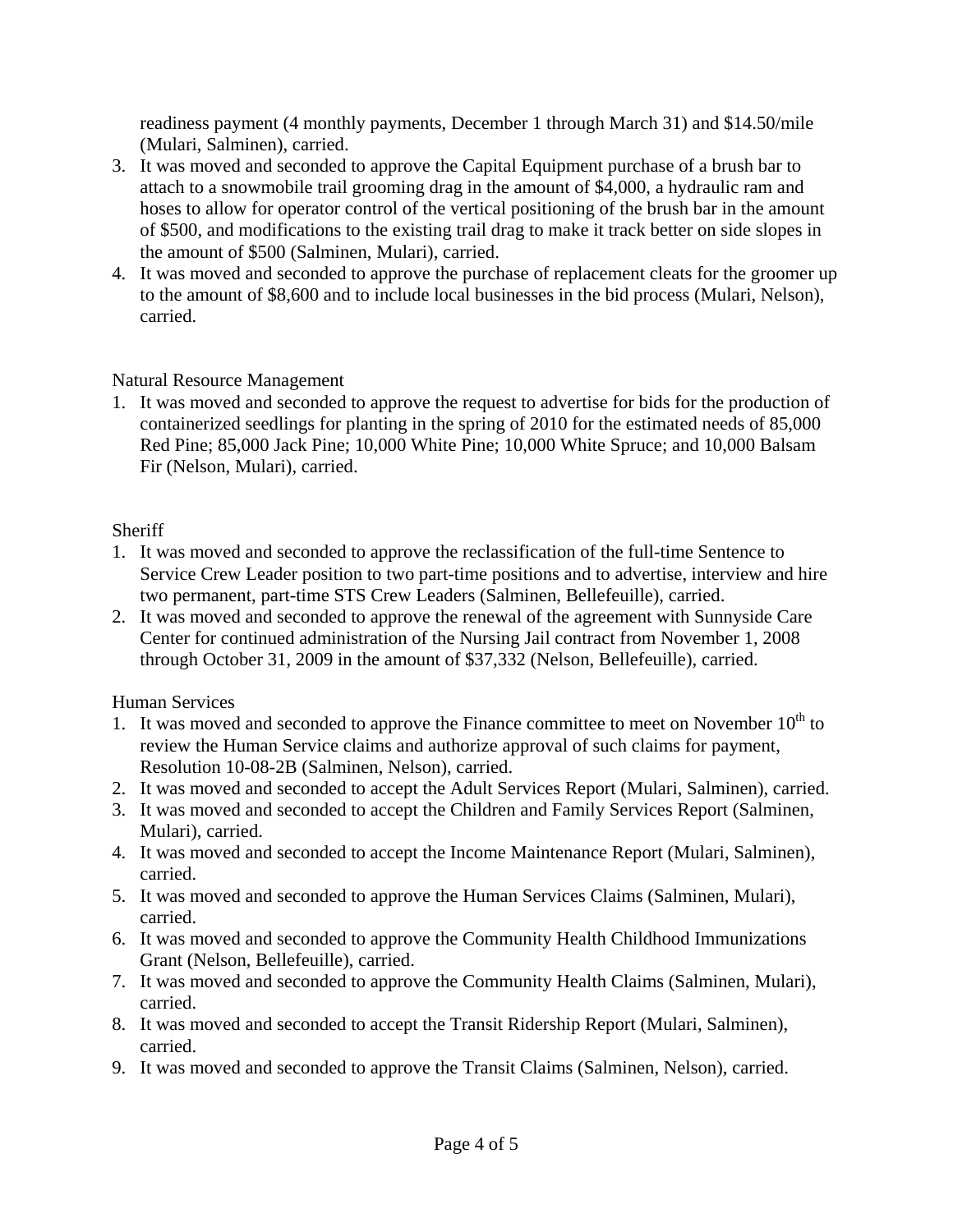readiness payment (4 monthly payments, December 1 through March 31) and $14.50/mile (Mulari, Salminen), carried.

3. It was moved and seconded to approve the Capital Equipment purchase of a brush bar to attach to a snowmobile trail grooming drag in the amount of $4,000, a hydraulic ram and hoses to allow for operator control of the vertical positioning of the brush bar in the amount of $500, and modifications to the existing trail drag to make it track better on side slopes in the amount of $500 (Salminen, Mulari), carried.
4. It was moved and seconded to approve the purchase of replacement cleats for the groomer up to the amount of $8,600 and to include local businesses in the bid process (Mulari, Nelson), carried.

Natural Resource Management

1. It was moved and seconded to approve the request to advertise for bids for the production of containerized seedlings for planting in the spring of 2010 for the estimated needs of 85,000 Red Pine; 85,000 Jack Pine; 10,000 White Pine; 10,000 White Spruce; and 10,000 Balsam Fir (Nelson, Mulari), carried.

Sheriff

1. It was moved and seconded to approve the reclassification of the full-time Sentence to Service Crew Leader position to two part-time positions and to advertise, interview and hire two permanent, part-time STS Crew Leaders (Salminen, Bellefeuille), carried.
2. It was moved and seconded to approve the renewal of the agreement with Sunnyside Care Center for continued administration of the Nursing Jail contract from November 1, 2008 through October 31, 2009 in the amount of $37,332 (Nelson, Bellefeuille), carried.

Human Services

1. It was moved and seconded to approve the Finance committee to meet on November 10th to review the Human Service claims and authorize approval of such claims for payment, Resolution 10-08-2B (Salminen, Nelson), carried.
2. It was moved and seconded to accept the Adult Services Report (Mulari, Salminen), carried.
3. It was moved and seconded to accept the Children and Family Services Report (Salminen, Mulari), carried.
4. It was moved and seconded to accept the Income Maintenance Report (Mulari, Salminen), carried.
5. It was moved and seconded to approve the Human Services Claims (Salminen, Mulari), carried.
6. It was moved and seconded to approve the Community Health Childhood Immunizations Grant (Nelson, Bellefeuille), carried.
7. It was moved and seconded to approve the Community Health Claims (Salminen, Mulari), carried.
8. It was moved and seconded to accept the Transit Ridership Report (Mulari, Salminen), carried.
9. It was moved and seconded to approve the Transit Claims (Salminen, Nelson), carried.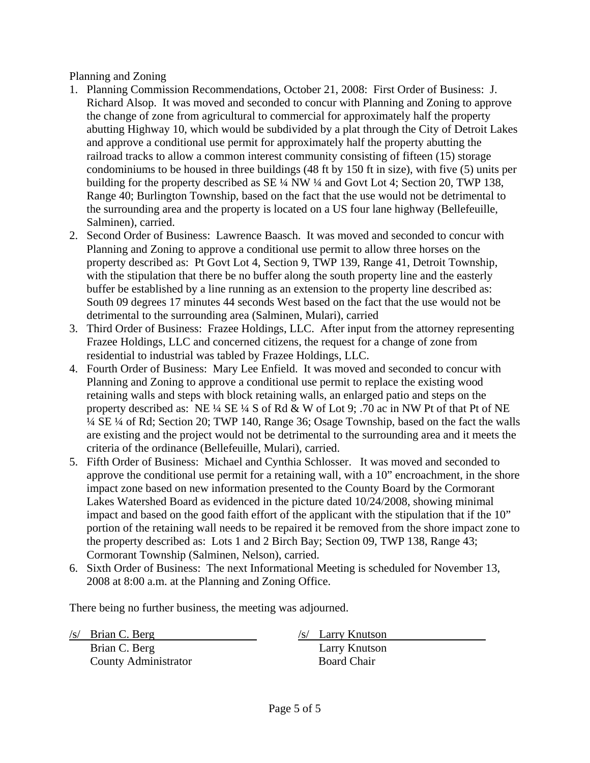Planning and Zoning

1. Planning Commission Recommendations, October 21, 2008: First Order of Business: J. Richard Alsop. It was moved and seconded to concur with Planning and Zoning to approve the change of zone from agricultural to commercial for approximately half the property abutting Highway 10, which would be subdivided by a plat through the City of Detroit Lakes and approve a conditional use permit for approximately half the property abutting the railroad tracks to allow a common interest community consisting of fifteen (15) storage condominiums to be housed in three buildings (48 ft by 150 ft in size), with five (5) units per building for the property described as SE ¼ NW ¼ and Govt Lot 4; Section 20, TWP 138, Range 40; Burlington Township, based on the fact that the use would not be detrimental to the surrounding area and the property is located on a US four lane highway (Bellefeuille, Salminen), carried.
2. Second Order of Business: Lawrence Baasch. It was moved and seconded to concur with Planning and Zoning to approve a conditional use permit to allow three horses on the property described as: Pt Govt Lot 4, Section 9, TWP 139, Range 41, Detroit Township, with the stipulation that there be no buffer along the south property line and the easterly buffer be established by a line running as an extension to the property line described as: South 09 degrees 17 minutes 44 seconds West based on the fact that the use would not be detrimental to the surrounding area (Salminen, Mulari), carried
3. Third Order of Business: Frazee Holdings, LLC. After input from the attorney representing Frazee Holdings, LLC and concerned citizens, the request for a change of zone from residential to industrial was tabled by Frazee Holdings, LLC.
4. Fourth Order of Business: Mary Lee Enfield. It was moved and seconded to concur with Planning and Zoning to approve a conditional use permit to replace the existing wood retaining walls and steps with block retaining walls, an enlarged patio and steps on the property described as: NE ¼ SE ¼ S of Rd & W of Lot 9; .70 ac in NW Pt of that Pt of NE ¼ SE ¼ of Rd; Section 20; TWP 140, Range 36; Osage Township, based on the fact the walls are existing and the project would not be detrimental to the surrounding area and it meets the criteria of the ordinance (Bellefeuille, Mulari), carried.
5. Fifth Order of Business: Michael and Cynthia Schlosser. It was moved and seconded to approve the conditional use permit for a retaining wall, with a 10" encroachment, in the shore impact zone based on new information presented to the County Board by the Cormorant Lakes Watershed Board as evidenced in the picture dated 10/24/2008, showing minimal impact and based on the good faith effort of the applicant with the stipulation that if the 10" portion of the retaining wall needs to be repaired it be removed from the shore impact zone to the property described as: Lots 1 and 2 Birch Bay; Section 09, TWP 138, Range 43; Cormorant Township (Salminen, Nelson), carried.
6. Sixth Order of Business: The next Informational Meeting is scheduled for November 13, 2008 at 8:00 a.m. at the Planning and Zoning Office.

There being no further business, the meeting was adjourned.

/s/ Brian C. Berg
Brian C. Berg
County Administrator

/s/ Larry Knutson
Larry Knutson
Board Chair